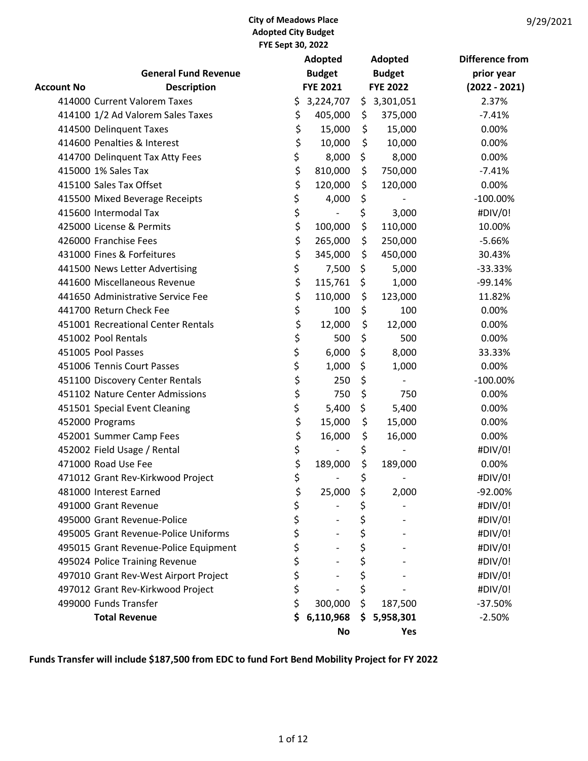9/29/2021

**City of Meadows Place**
**Adopted City Budget**
**FYE Sept 30, 2022**

| Account No | General Fund Revenue Description | Adopted Budget FYE 2021 | Adopted Budget FYE 2022 | Difference from prior year (2022 - 2021) |
|---|---|---|---|---|
| 414000 | Current Valorem Taxes | $ 3,224,707 | $ 3,301,051 | 2.37% |
| 414100 | 1/2 Ad Valorem Sales Taxes | $ 405,000 | $ 375,000 | -7.41% |
| 414500 | Delinquent Taxes | $ 15,000 | $ 15,000 | 0.00% |
| 414600 | Penalties & Interest | $ 10,000 | $ 10,000 | 0.00% |
| 414700 | Delinquent Tax Atty Fees | $ 8,000 | $ 8,000 | 0.00% |
| 415000 | 1% Sales Tax | $ 810,000 | $ 750,000 | -7.41% |
| 415100 | Sales Tax Offset | $ 120,000 | $ 120,000 | 0.00% |
| 415500 | Mixed Beverage Receipts | $ 4,000 | $ - | -100.00% |
| 415600 | Intermodal Tax | $ - | $ 3,000 | #DIV/0! |
| 425000 | License & Permits | $ 100,000 | $ 110,000 | 10.00% |
| 426000 | Franchise Fees | $ 265,000 | $ 250,000 | -5.66% |
| 431000 | Fines & Forfeitures | $ 345,000 | $ 450,000 | 30.43% |
| 441500 | News Letter Advertising | $ 7,500 | $ 5,000 | -33.33% |
| 441600 | Miscellaneous Revenue | $ 115,761 | $ 1,000 | -99.14% |
| 441650 | Administrative Service Fee | $ 110,000 | $ 123,000 | 11.82% |
| 441700 | Return Check Fee | $ 100 | $ 100 | 0.00% |
| 451001 | Recreational Center Rentals | $ 12,000 | $ 12,000 | 0.00% |
| 451002 | Pool Rentals | $ 500 | $ 500 | 0.00% |
| 451005 | Pool Passes | $ 6,000 | $ 8,000 | 33.33% |
| 451006 | Tennis Court Passes | $ 1,000 | $ 1,000 | 0.00% |
| 451100 | Discovery Center Rentals | $ 250 | $ - | -100.00% |
| 451102 | Nature Center Admissions | $ 750 | $ 750 | 0.00% |
| 451501 | Special Event Cleaning | $ 5,400 | $ 5,400 | 0.00% |
| 452000 | Programs | $ 15,000 | $ 15,000 | 0.00% |
| 452001 | Summer Camp Fees | $ 16,000 | $ 16,000 | 0.00% |
| 452002 | Field Usage / Rental | $ - | $ - | #DIV/0! |
| 471000 | Road Use Fee | $ 189,000 | $ 189,000 | 0.00% |
| 471012 | Grant Rev-Kirkwood Project | $ - | $ - | #DIV/0! |
| 481000 | Interest Earned | $ 25,000 | $ 2,000 | -92.00% |
| 491000 | Grant Revenue | $ - | $ - | #DIV/0! |
| 495000 | Grant Revenue-Police | $ - | $ - | #DIV/0! |
| 495005 | Grant Revenue-Police Uniforms | $ - | $ - | #DIV/0! |
| 495015 | Grant Revenue-Police Equipment | $ - | $ - | #DIV/0! |
| 495024 | Police Training Revenue | $ - | $ - | #DIV/0! |
| 497010 | Grant Rev-West Airport Project | $ - | $ - | #DIV/0! |
| 497012 | Grant Rev-Kirkwood Project | $ - | $ - | #DIV/0! |
| 499000 | Funds Transfer | $ 300,000 | $ 187,500 | -37.50% |
| | **Total Revenue** | **$ 6,110,968** | **$ 5,958,301** | -2.50% |
| | | **No** | **Yes** | |

**Funds Transfer will include $187,500 from EDC to fund Fort Bend Mobility Project for FY 2022**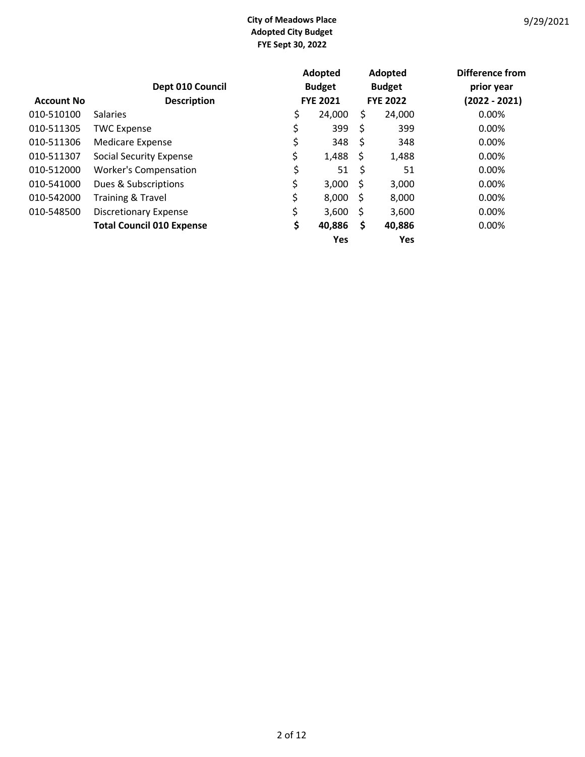**City of Meadows Place**
**Adopted City Budget**
**FYE Sept 30, 2022**

9/29/2021

| Account No | Dept 010 Council Description | Adopted Budget FYE 2021 | Adopted Budget FYE 2022 | Difference from prior year (2022 - 2021) |
|---|---|---|---|---|
| 010-510100 | Salaries | $ 24,000 | $ 24,000 | 0.00% |
| 010-511305 | TWC Expense | $ 399 | $ 399 | 0.00% |
| 010-511306 | Medicare Expense | $ 348 | $ 348 | 0.00% |
| 010-511307 | Social Security Expense | $ 1,488 | $ 1,488 | 0.00% |
| 010-512000 | Worker's Compensation | $ 51 | $ 51 | 0.00% |
| 010-541000 | Dues & Subscriptions | $ 3,000 | $ 3,000 | 0.00% |
| 010-542000 | Training & Travel | $ 8,000 | $ 8,000 | 0.00% |
| 010-548500 | Discretionary Expense | $ 3,600 | $ 3,600 | 0.00% |
| | **Total Council 010 Expense** | **$ 40,886** | **$ 40,886** | 0.00% |
| | | **Yes** | **Yes** | |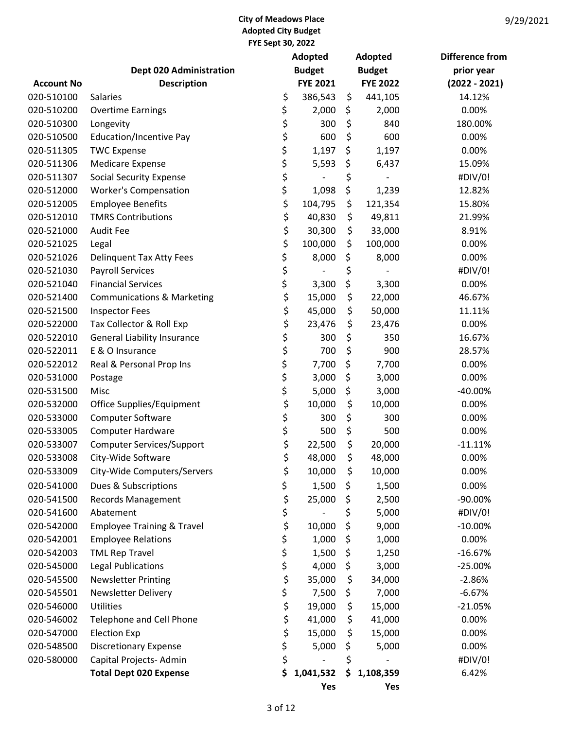**City of Meadows Place**
**Adopted City Budget**
**FYE Sept 30, 2022**

9/29/2021

| Account No | Dept 020 Administration Description | Adopted Budget FYE 2021 | Adopted Budget FYE 2022 | Difference from prior year (2022 - 2021) |
|---|---|---|---|---|
| 020-510100 | Salaries | $ 386,543 | $ 441,105 | 14.12% |
| 020-510200 | Overtime Earnings | $ 2,000 | $ 2,000 | 0.00% |
| 020-510300 | Longevity | $ 300 | $ 840 | 180.00% |
| 020-510500 | Education/Incentive Pay | $ 600 | $ 600 | 0.00% |
| 020-511305 | TWC Expense | $ 1,197 | $ 1,197 | 0.00% |
| 020-511306 | Medicare Expense | $ 5,593 | $ 6,437 | 15.09% |
| 020-511307 | Social Security Expense | $ - | $ - | #DIV/0! |
| 020-512000 | Worker's Compensation | $ 1,098 | $ 1,239 | 12.82% |
| 020-512005 | Employee Benefits | $ 104,795 | $ 121,354 | 15.80% |
| 020-512010 | TMRS Contributions | $ 40,830 | $ 49,811 | 21.99% |
| 020-521000 | Audit Fee | $ 30,300 | $ 33,000 | 8.91% |
| 020-521025 | Legal | $ 100,000 | $ 100,000 | 0.00% |
| 020-521026 | Delinquent Tax Atty Fees | $ 8,000 | $ 8,000 | 0.00% |
| 020-521030 | Payroll Services | $ - | $ - | #DIV/0! |
| 020-521040 | Financial Services | $ 3,300 | $ 3,300 | 0.00% |
| 020-521400 | Communications & Marketing | $ 15,000 | $ 22,000 | 46.67% |
| 020-521500 | Inspector Fees | $ 45,000 | $ 50,000 | 11.11% |
| 020-522000 | Tax Collector & Roll Exp | $ 23,476 | $ 23,476 | 0.00% |
| 020-522010 | General Liability Insurance | $ 300 | $ 350 | 16.67% |
| 020-522011 | E & O Insurance | $ 700 | $ 900 | 28.57% |
| 020-522012 | Real & Personal Prop Ins | $ 7,700 | $ 7,700 | 0.00% |
| 020-531000 | Postage | $ 3,000 | $ 3,000 | 0.00% |
| 020-531500 | Misc | $ 5,000 | $ 3,000 | -40.00% |
| 020-532000 | Office Supplies/Equipment | $ 10,000 | $ 10,000 | 0.00% |
| 020-533000 | Computer Software | $ 300 | $ 300 | 0.00% |
| 020-533005 | Computer Hardware | $ 500 | $ 500 | 0.00% |
| 020-533007 | Computer Services/Support | $ 22,500 | $ 20,000 | -11.11% |
| 020-533008 | City-Wide Software | $ 48,000 | $ 48,000 | 0.00% |
| 020-533009 | City-Wide Computers/Servers | $ 10,000 | $ 10,000 | 0.00% |
| 020-541000 | Dues & Subscriptions | $ 1,500 | $ 1,500 | 0.00% |
| 020-541500 | Records Management | $ 25,000 | $ 2,500 | -90.00% |
| 020-541600 | Abatement | $ - | $ 5,000 | #DIV/0! |
| 020-542000 | Employee Training & Travel | $ 10,000 | $ 9,000 | -10.00% |
| 020-542001 | Employee Relations | $ 1,000 | $ 1,000 | 0.00% |
| 020-542003 | TML Rep Travel | $ 1,500 | $ 1,250 | -16.67% |
| 020-545000 | Legal Publications | $ 4,000 | $ 3,000 | -25.00% |
| 020-545500 | Newsletter Printing | $ 35,000 | $ 34,000 | -2.86% |
| 020-545501 | Newsletter Delivery | $ 7,500 | $ 7,000 | -6.67% |
| 020-546000 | Utilities | $ 19,000 | $ 15,000 | -21.05% |
| 020-546002 | Telephone and Cell Phone | $ 41,000 | $ 41,000 | 0.00% |
| 020-547000 | Election Exp | $ 15,000 | $ 15,000 | 0.00% |
| 020-548500 | Discretionary Expense | $ 5,000 | $ 5,000 | 0.00% |
| 020-580000 | Capital Projects- Admin | $ - | $ - | #DIV/0! |
| | **Total Dept 020 Expense** | **$ 1,041,532** | **$ 1,108,359** | 6.42% |
| | | **Yes** | **Yes** | |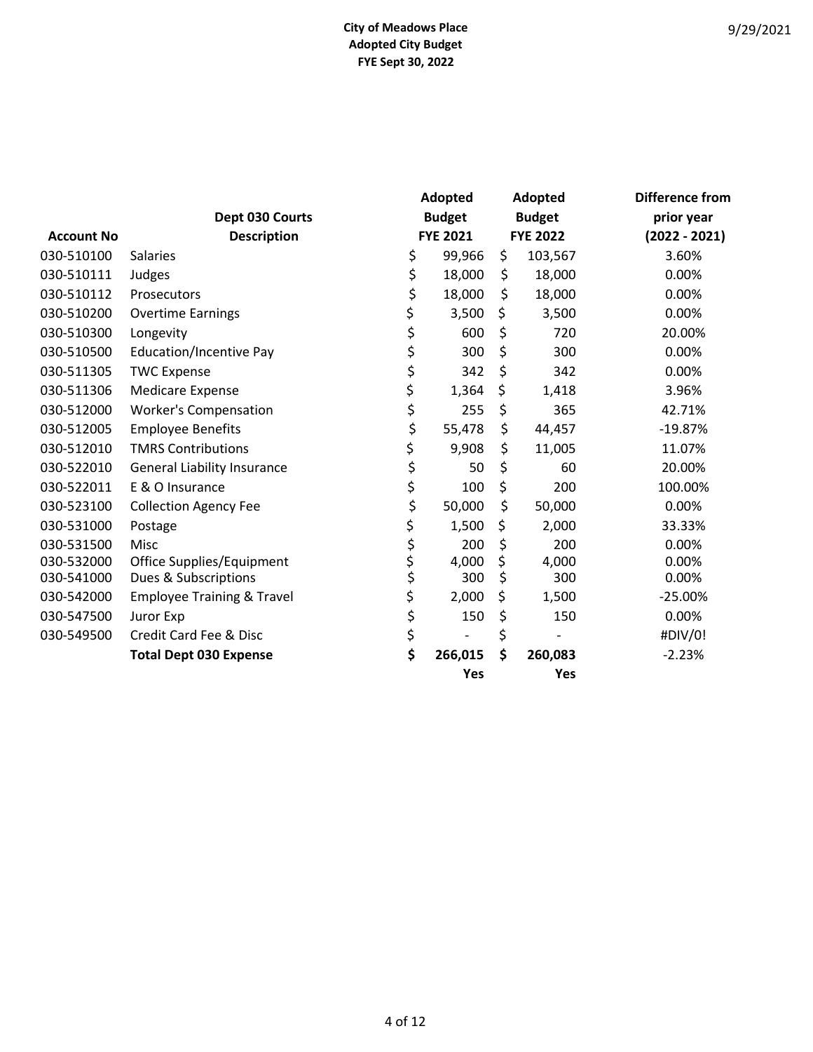**City of Meadows Place**
**Adopted City Budget**
**FYE Sept 30, 2022**

9/29/2021

| Account No | Dept 030 Courts Description | Adopted Budget FYE 2021 | Adopted Budget FYE 2022 | Difference from prior year (2022 - 2021) |
|---|---|---|---|---|
| 030-510100 | Salaries | $ 99,966 | $ 103,567 | 3.60% |
| 030-510111 | Judges | $ 18,000 | $ 18,000 | 0.00% |
| 030-510112 | Prosecutors | $ 18,000 | $ 18,000 | 0.00% |
| 030-510200 | Overtime Earnings | $ 3,500 | $ 3,500 | 0.00% |
| 030-510300 | Longevity | $ 600 | $ 720 | 20.00% |
| 030-510500 | Education/Incentive Pay | $ 300 | $ 300 | 0.00% |
| 030-511305 | TWC Expense | $ 342 | $ 342 | 0.00% |
| 030-511306 | Medicare Expense | $ 1,364 | $ 1,418 | 3.96% |
| 030-512000 | Worker's Compensation | $ 255 | $ 365 | 42.71% |
| 030-512005 | Employee Benefits | $ 55,478 | $ 44,457 | -19.87% |
| 030-512010 | TMRS Contributions | $ 9,908 | $ 11,005 | 11.07% |
| 030-522010 | General Liability Insurance | $ 50 | $ 60 | 20.00% |
| 030-522011 | E & O Insurance | $ 100 | $ 200 | 100.00% |
| 030-523100 | Collection Agency Fee | $ 50,000 | $ 50,000 | 0.00% |
| 030-531000 | Postage | $ 1,500 | $ 2,000 | 33.33% |
| 030-531500 | Misc | $ 200 | $ 200 | 0.00% |
| 030-532000 | Office Supplies/Equipment | $ 4,000 | $ 4,000 | 0.00% |
| 030-541000 | Dues & Subscriptions | $ 300 | $ 300 | 0.00% |
| 030-542000 | Employee Training & Travel | $ 2,000 | $ 1,500 | -25.00% |
| 030-547500 | Juror Exp | $ 150 | $ 150 | 0.00% |
| 030-549500 | Credit Card Fee & Disc | $ - | $ - | #DIV/0! |
| | **Total Dept 030 Expense** | **$ 266,015** | **$ 260,083** | -2.23% |
| | | **Yes** | **Yes** | |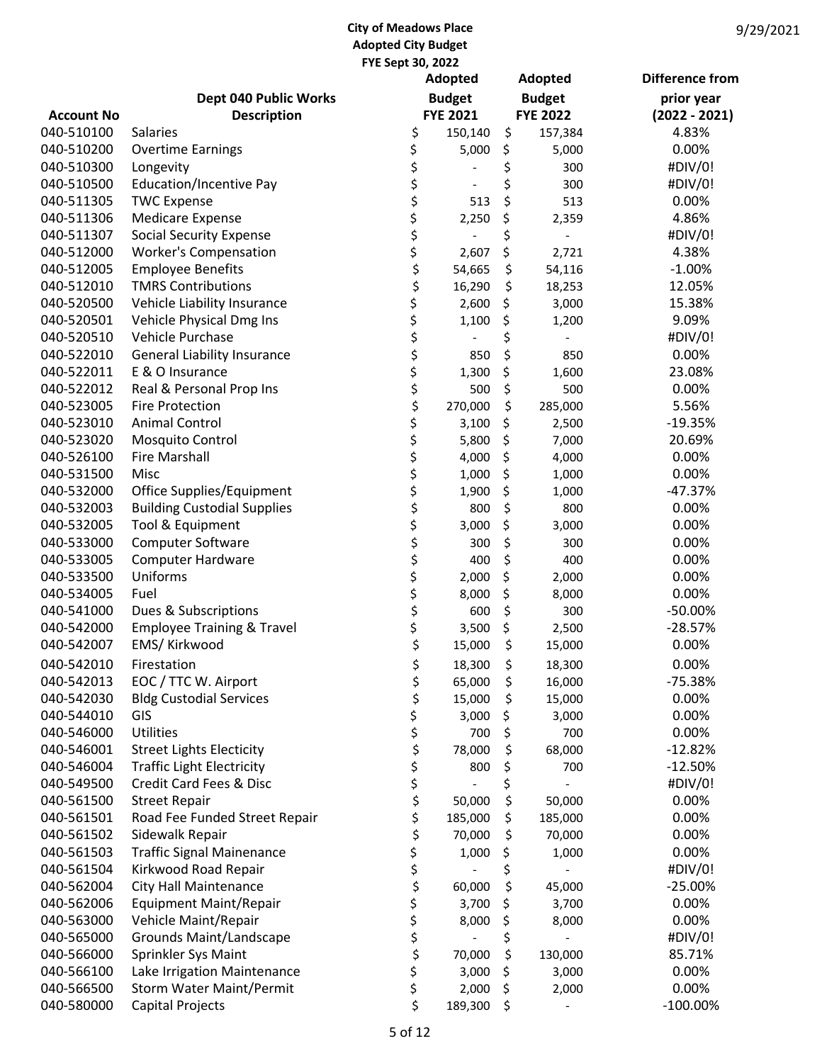# City of Meadows Place
## Adopted City Budget
### FYE Sept 30, 2022

9/29/2021

| Account No | Dept 040 Public Works Description | Adopted Budget FYE 2021 | Adopted Budget FYE 2022 | Difference from prior year (2022 - 2021) |
|---|---|---|---|---|
| 040-510100 | Salaries | $ 150,140 | $ 157,384 | 4.83% |
| 040-510200 | Overtime Earnings | $ 5,000 | $ 5,000 | 0.00% |
| 040-510300 | Longevity | $ - | $ 300 | #DIV/0! |
| 040-510500 | Education/Incentive Pay | $ - | $ 300 | #DIV/0! |
| 040-511305 | TWC Expense | $ 513 | $ 513 | 0.00% |
| 040-511306 | Medicare Expense | $ 2,250 | $ 2,359 | 4.86% |
| 040-511307 | Social Security Expense | $ - | $ - | #DIV/0! |
| 040-512000 | Worker's Compensation | $ 2,607 | $ 2,721 | 4.38% |
| 040-512005 | Employee Benefits | $ 54,665 | $ 54,116 | -1.00% |
| 040-512010 | TMRS Contributions | $ 16,290 | $ 18,253 | 12.05% |
| 040-520500 | Vehicle Liability Insurance | $ 2,600 | $ 3,000 | 15.38% |
| 040-520501 | Vehicle Physical Dmg Ins | $ 1,100 | $ 1,200 | 9.09% |
| 040-520510 | Vehicle Purchase | $ - | $ - | #DIV/0! |
| 040-522010 | General Liability Insurance | $ 850 | $ 850 | 0.00% |
| 040-522011 | E & O Insurance | $ 1,300 | $ 1,600 | 23.08% |
| 040-522012 | Real & Personal Prop Ins | $ 500 | $ 500 | 0.00% |
| 040-523005 | Fire Protection | $ 270,000 | $ 285,000 | 5.56% |
| 040-523010 | Animal Control | $ 3,100 | $ 2,500 | -19.35% |
| 040-523020 | Mosquito Control | $ 5,800 | $ 7,000 | 20.69% |
| 040-526100 | Fire Marshall | $ 4,000 | $ 4,000 | 0.00% |
| 040-531500 | Misc | $ 1,000 | $ 1,000 | 0.00% |
| 040-532000 | Office Supplies/Equipment | $ 1,900 | $ 1,000 | -47.37% |
| 040-532003 | Building Custodial Supplies | $ 800 | $ 800 | 0.00% |
| 040-532005 | Tool & Equipment | $ 3,000 | $ 3,000 | 0.00% |
| 040-533000 | Computer Software | $ 300 | $ 300 | 0.00% |
| 040-533005 | Computer Hardware | $ 400 | $ 400 | 0.00% |
| 040-533500 | Uniforms | $ 2,000 | $ 2,000 | 0.00% |
| 040-534005 | Fuel | $ 8,000 | $ 8,000 | 0.00% |
| 040-541000 | Dues & Subscriptions | $ 600 | $ 300 | -50.00% |
| 040-542000 | Employee Training & Travel | $ 3,500 | $ 2,500 | -28.57% |
| 040-542007 | EMS/ Kirkwood | $ 15,000 | $ 15,000 | 0.00% |
| 040-542010 | Firestation | $ 18,300 | $ 18,300 | 0.00% |
| 040-542013 | EOC / TTC W. Airport | $ 65,000 | $ 16,000 | -75.38% |
| 040-542030 | Bldg Custodial Services | $ 15,000 | $ 15,000 | 0.00% |
| 040-544010 | GIS | $ 3,000 | $ 3,000 | 0.00% |
| 040-546000 | Utilities | $ 700 | $ 700 | 0.00% |
| 040-546001 | Street Lights Electicity | $ 78,000 | $ 68,000 | -12.82% |
| 040-546004 | Traffic Light Electricity | $ 800 | $ 700 | -12.50% |
| 040-549500 | Credit Card Fees & Disc | $ - | $ - | #DIV/0! |
| 040-561500 | Street Repair | $ 50,000 | $ 50,000 | 0.00% |
| 040-561501 | Road Fee Funded Street Repair | $ 185,000 | $ 185,000 | 0.00% |
| 040-561502 | Sidewalk Repair | $ 70,000 | $ 70,000 | 0.00% |
| 040-561503 | Traffic Signal Mainenance | $ 1,000 | $ 1,000 | 0.00% |
| 040-561504 | Kirkwood Road Repair | $ - | $ - | #DIV/0! |
| 040-562004 | City Hall Maintenance | $ 60,000 | $ 45,000 | -25.00% |
| 040-562006 | Equipment Maint/Repair | $ 3,700 | $ 3,700 | 0.00% |
| 040-563000 | Vehicle Maint/Repair | $ 8,000 | $ 8,000 | 0.00% |
| 040-565000 | Grounds Maint/Landscape | $ - | $ - | #DIV/0! |
| 040-566000 | Sprinkler Sys Maint | $ 70,000 | $ 130,000 | 85.71% |
| 040-566100 | Lake Irrigation Maintenance | $ 3,000 | $ 3,000 | 0.00% |
| 040-566500 | Storm Water Maint/Permit | $ 2,000 | $ 2,000 | 0.00% |
| 040-580000 | Capital Projects | $ 189,300 | $ - | -100.00% |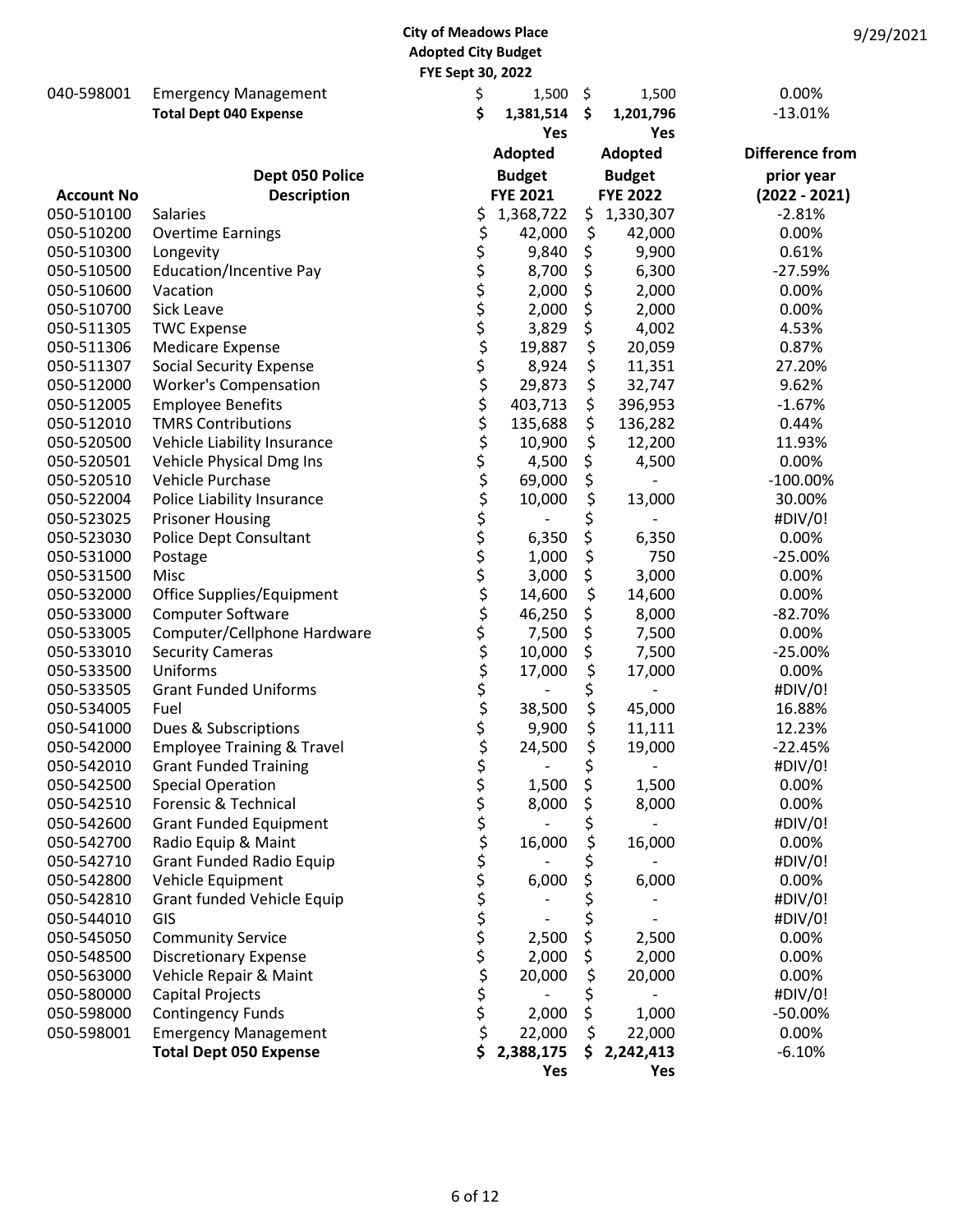City of Meadows Place
Adopted City Budget
FYE Sept 30, 2022

| | | | | |
|---|---|---|---|---|
| 040-598001 | Emergency Management | $ 1,500 | $ 1,500 | 0.00% |
| | **Total Dept 040 Expense** | **$ 1,381,514** | **$ 1,201,796** | -13.01% |
| | | **Yes** | **Yes** | |

| Account No | Dept 050 Police Description | Adopted Budget FYE 2021 | Adopted Budget FYE 2022 | Difference from prior year (2022 - 2021) |
|---|---|---|---|---|
| 050-510100 | Salaries | $ 1,368,722 | $ 1,330,307 | -2.81% |
| 050-510200 | Overtime Earnings | $ 42,000 | $ 42,000 | 0.00% |
| 050-510300 | Longevity | $ 9,840 | $ 9,900 | 0.61% |
| 050-510500 | Education/Incentive Pay | $ 8,700 | $ 6,300 | -27.59% |
| 050-510600 | Vacation | $ 2,000 | $ 2,000 | 0.00% |
| 050-510700 | Sick Leave | $ 2,000 | $ 2,000 | 0.00% |
| 050-511305 | TWC Expense | $ 3,829 | $ 4,002 | 4.53% |
| 050-511306 | Medicare Expense | $ 19,887 | $ 20,059 | 0.87% |
| 050-511307 | Social Security Expense | $ 8,924 | $ 11,351 | 27.20% |
| 050-512000 | Worker's Compensation | $ 29,873 | $ 32,747 | 9.62% |
| 050-512005 | Employee Benefits | $ 403,713 | $ 396,953 | -1.67% |
| 050-512010 | TMRS Contributions | $ 135,688 | $ 136,282 | 0.44% |
| 050-520500 | Vehicle Liability Insurance | $ 10,900 | $ 12,200 | 11.93% |
| 050-520501 | Vehicle Physical Dmg Ins | $ 4,500 | $ 4,500 | 0.00% |
| 050-520510 | Vehicle Purchase | $ 69,000 | $ - | -100.00% |
| 050-522004 | Police Liability Insurance | $ 10,000 | $ 13,000 | 30.00% |
| 050-523025 | Prisoner Housing | $ - | $ - | #DIV/0! |
| 050-523030 | Police Dept Consultant | $ 6,350 | $ 6,350 | 0.00% |
| 050-531000 | Postage | $ 1,000 | $ 750 | -25.00% |
| 050-531500 | Misc | $ 3,000 | $ 3,000 | 0.00% |
| 050-532000 | Office Supplies/Equipment | $ 14,600 | $ 14,600 | 0.00% |
| 050-533000 | Computer Software | $ 46,250 | $ 8,000 | -82.70% |
| 050-533005 | Computer/Cellphone Hardware | $ 7,500 | $ 7,500 | 0.00% |
| 050-533010 | Security Cameras | $ 10,000 | $ 7,500 | -25.00% |
| 050-533500 | Uniforms | $ 17,000 | $ 17,000 | 0.00% |
| 050-533505 | Grant Funded Uniforms | $ - | $ - | #DIV/0! |
| 050-534005 | Fuel | $ 38,500 | $ 45,000 | 16.88% |
| 050-541000 | Dues & Subscriptions | $ 9,900 | $ 11,111 | 12.23% |
| 050-542000 | Employee Training & Travel | $ 24,500 | $ 19,000 | -22.45% |
| 050-542010 | Grant Funded Training | $ - | $ - | #DIV/0! |
| 050-542500 | Special Operation | $ 1,500 | $ 1,500 | 0.00% |
| 050-542510 | Forensic & Technical | $ 8,000 | $ 8,000 | 0.00% |
| 050-542600 | Grant Funded Equipment | $ - | $ - | #DIV/0! |
| 050-542700 | Radio Equip & Maint | $ 16,000 | $ 16,000 | 0.00% |
| 050-542710 | Grant Funded Radio Equip | $ - | $ - | #DIV/0! |
| 050-542800 | Vehicle Equipment | $ 6,000 | $ 6,000 | 0.00% |
| 050-542810 | Grant funded Vehicle Equip | $ - | $ - | #DIV/0! |
| 050-544010 | GIS | $ - | $ - | #DIV/0! |
| 050-545050 | Community Service | $ 2,500 | $ 2,500 | 0.00% |
| 050-548500 | Discretionary Expense | $ 2,000 | $ 2,000 | 0.00% |
| 050-563000 | Vehicle Repair & Maint | $ 20,000 | $ 20,000 | 0.00% |
| 050-580000 | Capital Projects | $ - | $ - | #DIV/0! |
| 050-598000 | Contingency Funds | $ 2,000 | $ 1,000 | -50.00% |
| 050-598001 | Emergency Management | $ 22,000 | $ 22,000 | 0.00% |
| | **Total Dept 050 Expense** | **$ 2,388,175** | **$ 2,242,413** | -6.10% |
| | | **Yes** | **Yes** | |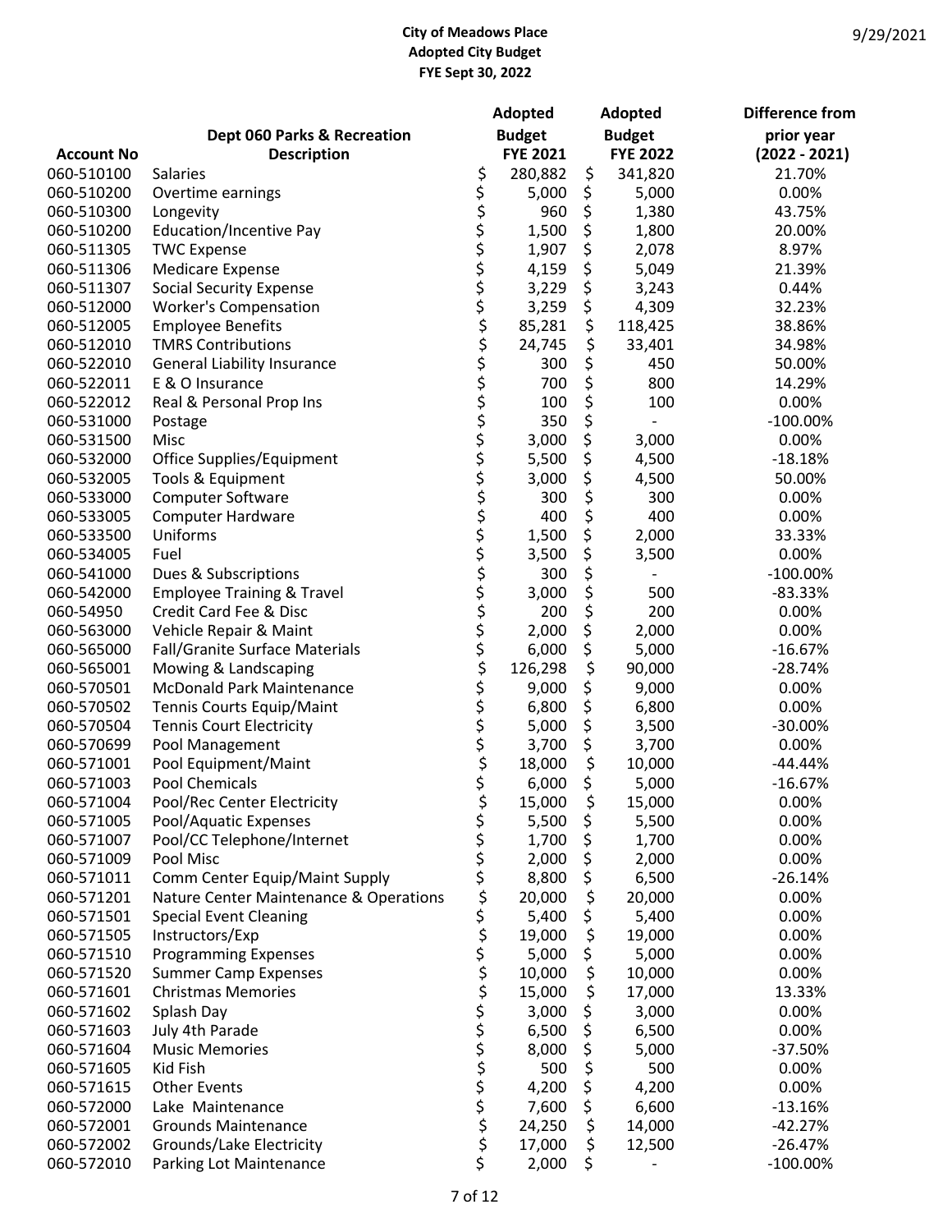**City of Meadows Place**
**Adopted City Budget**
**FYE Sept 30, 2022**

9/29/2021

| Account No | Dept 060 Parks & Recreation Description | Adopted Budget FYE 2021 | Adopted Budget FYE 2022 | Difference from prior year (2022 - 2021) |
|---|---|---|---|---|
| 060-510100 | Salaries | $ 280,882 | $ 341,820 | 21.70% |
| 060-510200 | Overtime earnings | $ 5,000 | $ 5,000 | 0.00% |
| 060-510300 | Longevity | $ 960 | $ 1,380 | 43.75% |
| 060-510200 | Education/Incentive Pay | $ 1,500 | $ 1,800 | 20.00% |
| 060-511305 | TWC Expense | $ 1,907 | $ 2,078 | 8.97% |
| 060-511306 | Medicare Expense | $ 4,159 | $ 5,049 | 21.39% |
| 060-511307 | Social Security Expense | $ 3,229 | $ 3,243 | 0.44% |
| 060-512000 | Worker's Compensation | $ 3,259 | $ 4,309 | 32.23% |
| 060-512005 | Employee Benefits | $ 85,281 | $ 118,425 | 38.86% |
| 060-512010 | TMRS Contributions | $ 24,745 | $ 33,401 | 34.98% |
| 060-522010 | General Liability Insurance | $ 300 | $ 450 | 50.00% |
| 060-522011 | E & O Insurance | $ 700 | $ 800 | 14.29% |
| 060-522012 | Real & Personal Prop Ins | $ 100 | $ 100 | 0.00% |
| 060-531000 | Postage | $ 350 | $ - | -100.00% |
| 060-531500 | Misc | $ 3,000 | $ 3,000 | 0.00% |
| 060-532000 | Office Supplies/Equipment | $ 5,500 | $ 4,500 | -18.18% |
| 060-532005 | Tools & Equipment | $ 3,000 | $ 4,500 | 50.00% |
| 060-533000 | Computer Software | $ 300 | $ 300 | 0.00% |
| 060-533005 | Computer Hardware | $ 400 | $ 400 | 0.00% |
| 060-533500 | Uniforms | $ 1,500 | $ 2,000 | 33.33% |
| 060-534005 | Fuel | $ 3,500 | $ 3,500 | 0.00% |
| 060-541000 | Dues & Subscriptions | $ 300 | $ - | -100.00% |
| 060-542000 | Employee Training & Travel | $ 3,000 | $ 500 | -83.33% |
| 060-54950 | Credit Card Fee & Disc | $ 200 | $ 200 | 0.00% |
| 060-563000 | Vehicle Repair & Maint | $ 2,000 | $ 2,000 | 0.00% |
| 060-565000 | Fall/Granite Surface Materials | $ 6,000 | $ 5,000 | -16.67% |
| 060-565001 | Mowing & Landscaping | $ 126,298 | $ 90,000 | -28.74% |
| 060-570501 | McDonald Park Maintenance | $ 9,000 | $ 9,000 | 0.00% |
| 060-570502 | Tennis Courts Equip/Maint | $ 6,800 | $ 6,800 | 0.00% |
| 060-570504 | Tennis Court Electricity | $ 5,000 | $ 3,500 | -30.00% |
| 060-570699 | Pool Management | $ 3,700 | $ 3,700 | 0.00% |
| 060-571001 | Pool Equipment/Maint | $ 18,000 | $ 10,000 | -44.44% |
| 060-571003 | Pool Chemicals | $ 6,000 | $ 5,000 | -16.67% |
| 060-571004 | Pool/Rec Center Electricity | $ 15,000 | $ 15,000 | 0.00% |
| 060-571005 | Pool/Aquatic Expenses | $ 5,500 | $ 5,500 | 0.00% |
| 060-571007 | Pool/CC Telephone/Internet | $ 1,700 | $ 1,700 | 0.00% |
| 060-571009 | Pool Misc | $ 2,000 | $ 2,000 | 0.00% |
| 060-571011 | Comm Center Equip/Maint Supply | $ 8,800 | $ 6,500 | -26.14% |
| 060-571201 | Nature Center Maintenance & Operations | $ 20,000 | $ 20,000 | 0.00% |
| 060-571501 | Special Event Cleaning | $ 5,400 | $ 5,400 | 0.00% |
| 060-571505 | Instructors/Exp | $ 19,000 | $ 19,000 | 0.00% |
| 060-571510 | Programming Expenses | $ 5,000 | $ 5,000 | 0.00% |
| 060-571520 | Summer Camp Expenses | $ 10,000 | $ 10,000 | 0.00% |
| 060-571601 | Christmas Memories | $ 15,000 | $ 17,000 | 13.33% |
| 060-571602 | Splash Day | $ 3,000 | $ 3,000 | 0.00% |
| 060-571603 | July 4th Parade | $ 6,500 | $ 6,500 | 0.00% |
| 060-571604 | Music Memories | $ 8,000 | $ 5,000 | -37.50% |
| 060-571605 | Kid Fish | $ 500 | $ 500 | 0.00% |
| 060-571615 | Other Events | $ 4,200 | $ 4,200 | 0.00% |
| 060-572000 | Lake Maintenance | $ 7,600 | $ 6,600 | -13.16% |
| 060-572001 | Grounds Maintenance | $ 24,250 | $ 14,000 | -42.27% |
| 060-572002 | Grounds/Lake Electricity | $ 17,000 | $ 12,500 | -26.47% |
| 060-572010 | Parking Lot Maintenance | $ 2,000 | $ - | -100.00% |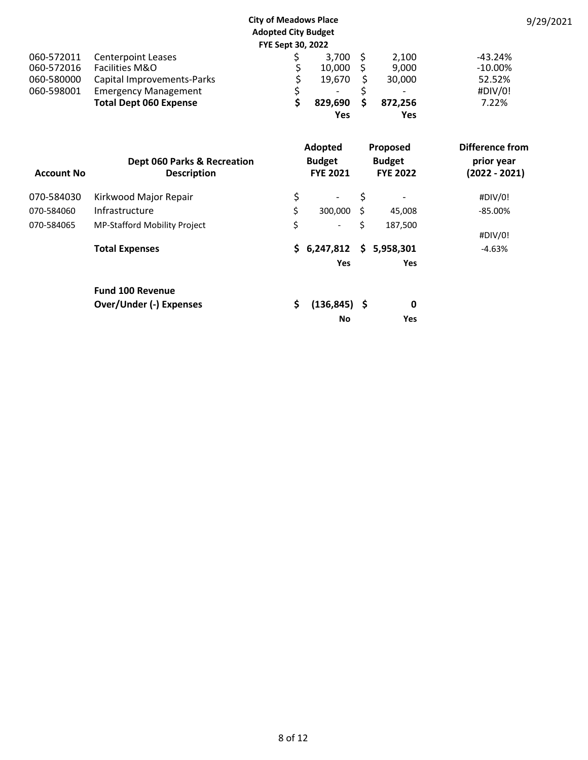**City of Meadows Place**
**Adopted City Budget**
**FYE Sept 30, 2022**

| | | | | |
|---|---|---|---|---|
| 060-572011 | Centerpoint Leases | $ 3,700 | $ 2,100 | -43.24% |
| 060-572016 | Facilities M&O | $ 10,000 | $ 9,000 | -10.00% |
| 060-580000 | Capital Improvements-Parks | $ 19,670 | $ 30,000 | 52.52% |
| 060-598001 | Emergency Management | $ - | $ - | #DIV/0! |
| | **Total Dept 060 Expense** | **$ 829,690** | **$ 872,256** | 7.22% |
| | | **Yes** | **Yes** | |

| Account No | Dept 060 Parks & Recreation Description | Adopted Budget FYE 2021 | Proposed Budget FYE 2022 | Difference from prior year (2022 - 2021) |
|---|---|---|---|---|
| 070-584030 | Kirkwood Major Repair | $ - | $ - | #DIV/0! |
| 070-584060 | Infrastructure | $ 300,000 | $ 45,008 | -85.00% |
| 070-584065 | MP-Stafford Mobility Project | $ - | $ 187,500 | #DIV/0! |
| | **Total Expenses** | **$ 6,247,812** | **$ 5,958,301** | -4.63% |
| | | **Yes** | **Yes** | |
| | **Fund 100 Revenue Over/Under (-) Expenses** | **$ (136,845)** | **$ 0** | |
| | | **No** | **Yes** | |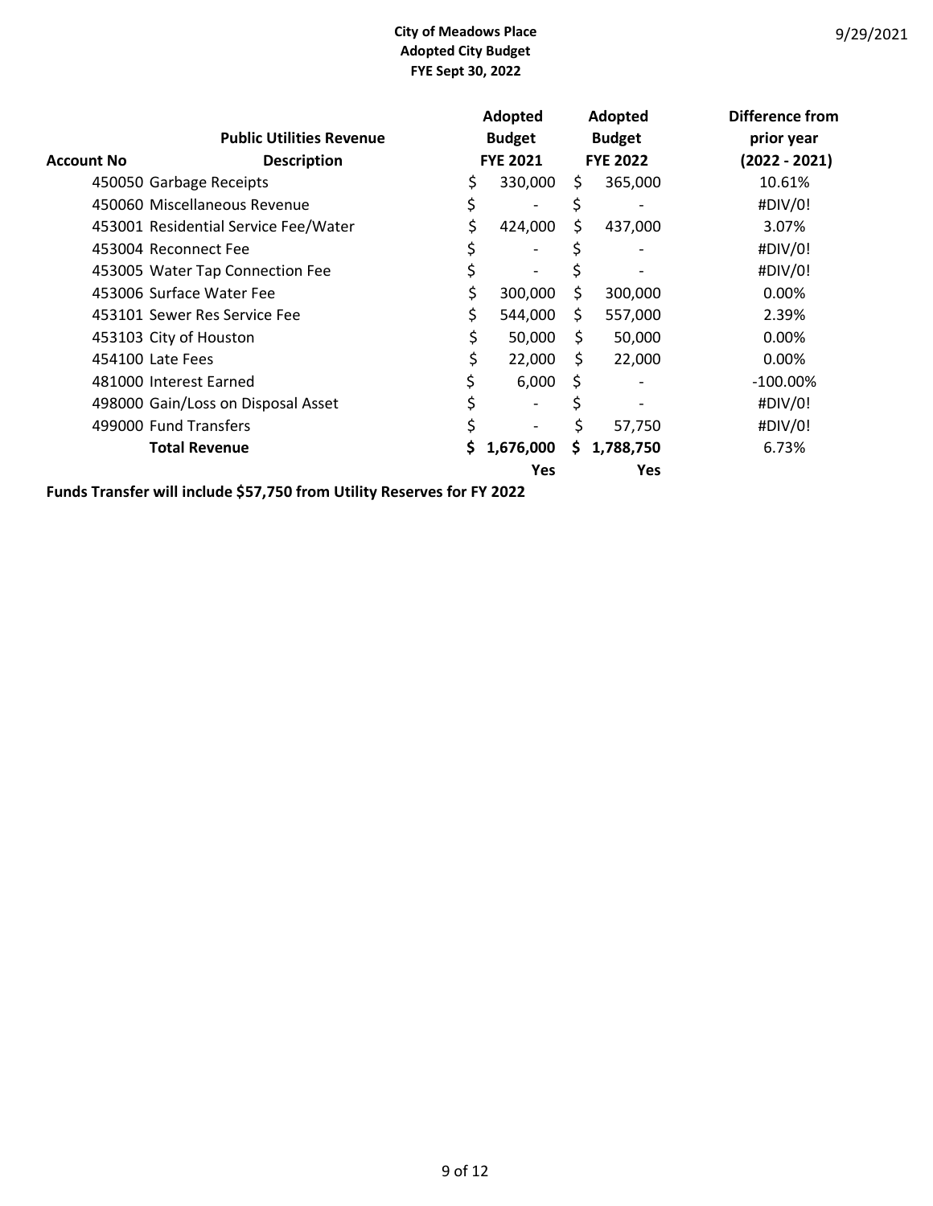**City of Meadows Place**
**Adopted City Budget**
**FYE Sept 30, 2022**

9/29/2021

| Account No | Public Utilities Revenue Description | Adopted Budget FYE 2021 | Adopted Budget FYE 2022 | Difference from prior year (2022 - 2021) |
|---|---|---|---|---|
| 450050 | Garbage Receipts | $ 330,000 | $ 365,000 | 10.61% |
| 450060 | Miscellaneous Revenue | $ - | $ - | #DIV/0! |
| 453001 | Residential Service Fee/Water | $ 424,000 | $ 437,000 | 3.07% |
| 453004 | Reconnect Fee | $ - | $ - | #DIV/0! |
| 453005 | Water Tap Connection Fee | $ - | $ - | #DIV/0! |
| 453006 | Surface Water Fee | $ 300,000 | $ 300,000 | 0.00% |
| 453101 | Sewer Res Service Fee | $ 544,000 | $ 557,000 | 2.39% |
| 453103 | City of Houston | $ 50,000 | $ 50,000 | 0.00% |
| 454100 | Late Fees | $ 22,000 | $ 22,000 | 0.00% |
| 481000 | Interest Earned | $ 6,000 | $ - | -100.00% |
| 498000 | Gain/Loss on Disposal Asset | $ - | $ - | #DIV/0! |
| 499000 | Fund Transfers | $ - | $ 57,750 | #DIV/0! |
| | **Total Revenue** | **$ 1,676,000** | **$ 1,788,750** | 6.73% |
| | | **Yes** | **Yes** | |

**Funds Transfer will include $57,750 from Utility Reserves for FY 2022**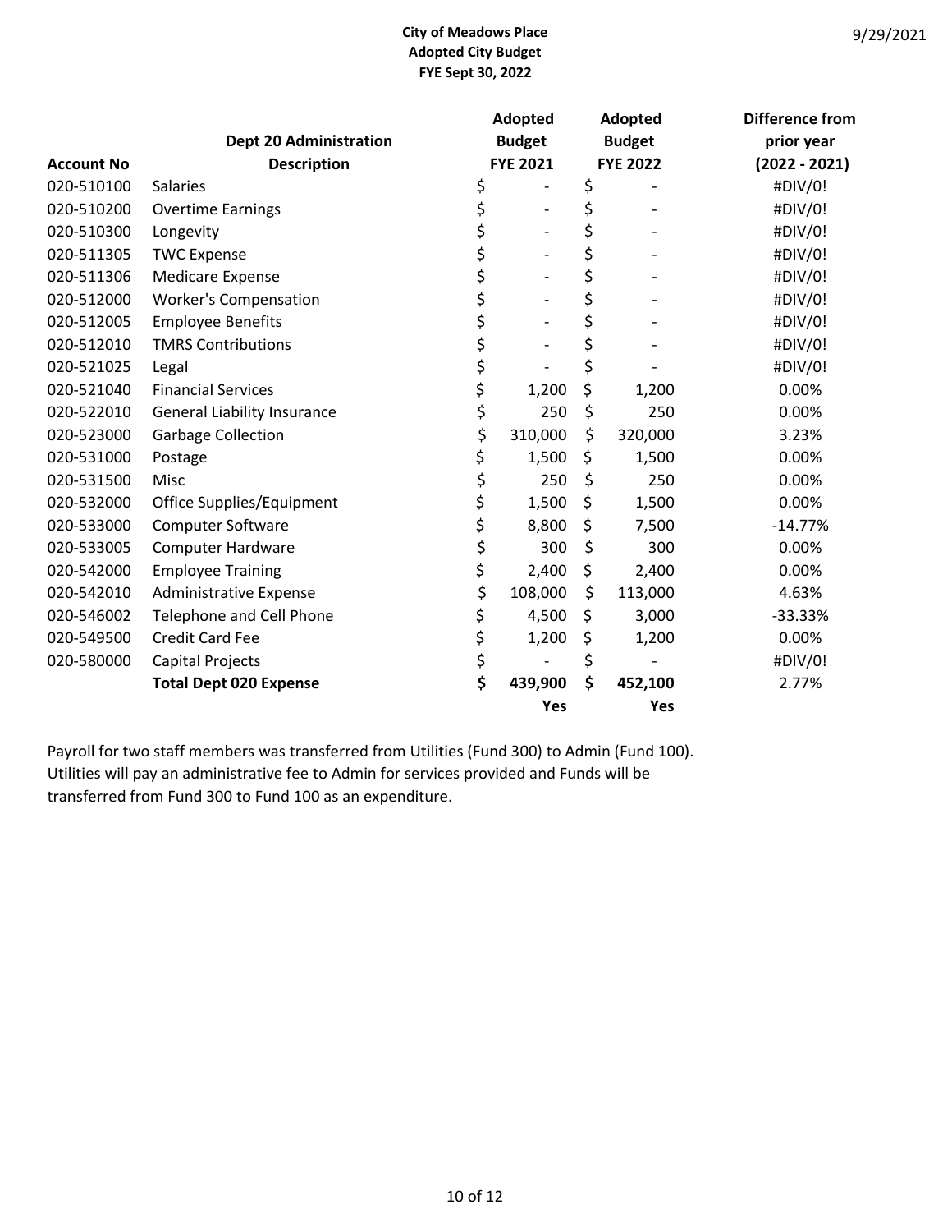**City of Meadows Place**
**Adopted City Budget**
**FYE Sept 30, 2022**

9/29/2021

| Account No | Dept 20 Administration Description | Adopted Budget FYE 2021 | Adopted Budget FYE 2022 | Difference from prior year (2022 - 2021) |
|---|---|---|---|---|
| 020-510100 | Salaries | $ - | $ - | #DIV/0! |
| 020-510200 | Overtime Earnings | $ - | $ - | #DIV/0! |
| 020-510300 | Longevity | $ - | $ - | #DIV/0! |
| 020-511305 | TWC Expense | $ - | $ - | #DIV/0! |
| 020-511306 | Medicare Expense | $ - | $ - | #DIV/0! |
| 020-512000 | Worker's Compensation | $ - | $ - | #DIV/0! |
| 020-512005 | Employee Benefits | $ - | $ - | #DIV/0! |
| 020-512010 | TMRS Contributions | $ - | $ - | #DIV/0! |
| 020-521025 | Legal | $ - | $ - | #DIV/0! |
| 020-521040 | Financial Services | $ 1,200 | $ 1,200 | 0.00% |
| 020-522010 | General Liability Insurance | $ 250 | $ 250 | 0.00% |
| 020-523000 | Garbage Collection | $ 310,000 | $ 320,000 | 3.23% |
| 020-531000 | Postage | $ 1,500 | $ 1,500 | 0.00% |
| 020-531500 | Misc | $ 250 | $ 250 | 0.00% |
| 020-532000 | Office Supplies/Equipment | $ 1,500 | $ 1,500 | 0.00% |
| 020-533000 | Computer Software | $ 8,800 | $ 7,500 | -14.77% |
| 020-533005 | Computer Hardware | $ 300 | $ 300 | 0.00% |
| 020-542000 | Employee Training | $ 2,400 | $ 2,400 | 0.00% |
| 020-542010 | Administrative Expense | $ 108,000 | $ 113,000 | 4.63% |
| 020-546002 | Telephone and Cell Phone | $ 4,500 | $ 3,000 | -33.33% |
| 020-549500 | Credit Card Fee | $ 1,200 | $ 1,200 | 0.00% |
| 020-580000 | Capital Projects | $ - | $ - | #DIV/0! |
| | **Total Dept 020 Expense** | **$ 439,900** | **$ 452,100** | 2.77% |
| | | **Yes** | **Yes** | |

Payroll for two staff members was transferred from Utilities (Fund 300) to Admin (Fund 100). Utilities will pay an administrative fee to Admin for services provided and Funds will be transferred from Fund 300 to Fund 100 as an expenditure.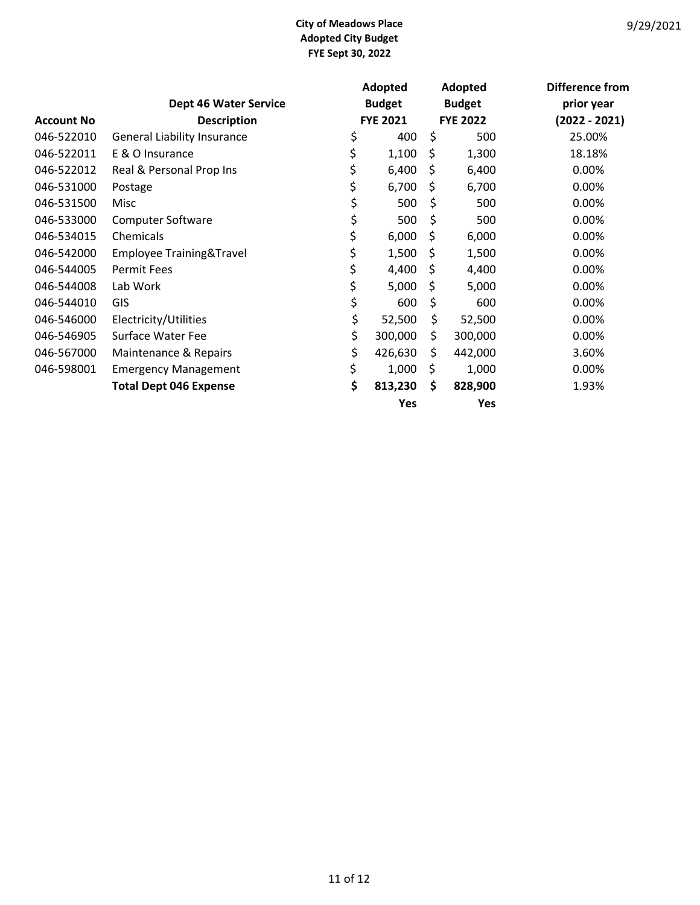**City of Meadows Place**
**Adopted City Budget**
**FYE Sept 30, 2022**

9/29/2021

| Account No | Dept 46 Water Service Description | Adopted Budget FYE 2021 | Adopted Budget FYE 2022 | Difference from prior year (2022 - 2021) |
|---|---|---|---|---|
| 046-522010 | General Liability Insurance | $ 400 | $ 500 | 25.00% |
| 046-522011 | E & O Insurance | $ 1,100 | $ 1,300 | 18.18% |
| 046-522012 | Real & Personal Prop Ins | $ 6,400 | $ 6,400 | 0.00% |
| 046-531000 | Postage | $ 6,700 | $ 6,700 | 0.00% |
| 046-531500 | Misc | $ 500 | $ 500 | 0.00% |
| 046-533000 | Computer Software | $ 500 | $ 500 | 0.00% |
| 046-534015 | Chemicals | $ 6,000 | $ 6,000 | 0.00% |
| 046-542000 | Employee Training&Travel | $ 1,500 | $ 1,500 | 0.00% |
| 046-544005 | Permit Fees | $ 4,400 | $ 4,400 | 0.00% |
| 046-544008 | Lab Work | $ 5,000 | $ 5,000 | 0.00% |
| 046-544010 | GIS | $ 600 | $ 600 | 0.00% |
| 046-546000 | Electricity/Utilities | $ 52,500 | $ 52,500 | 0.00% |
| 046-546905 | Surface Water Fee | $ 300,000 | $ 300,000 | 0.00% |
| 046-567000 | Maintenance & Repairs | $ 426,630 | $ 442,000 | 3.60% |
| 046-598001 | Emergency Management | $ 1,000 | $ 1,000 | 0.00% |
| | **Total Dept 046 Expense** | **$ 813,230** | **$ 828,900** | 1.93% |
| | | **Yes** | **Yes** | |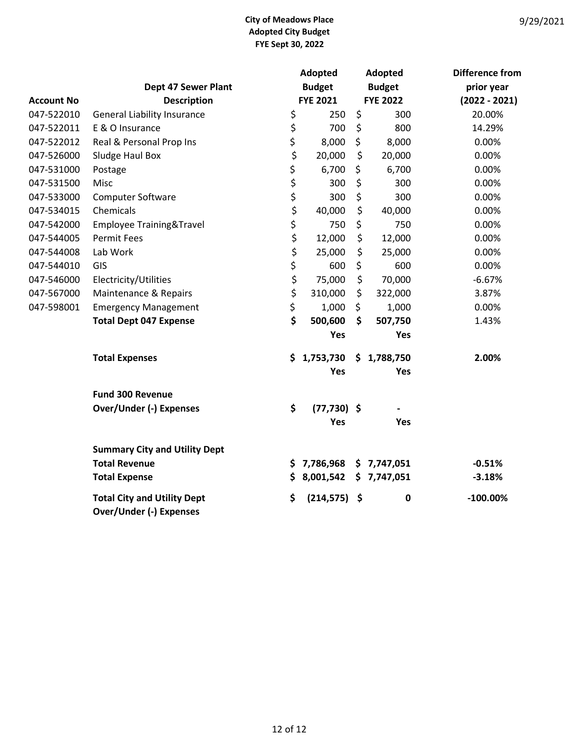**City of Meadows Place**
**Adopted City Budget**
**FYE Sept 30, 2022**

9/29/2021

| Account No | Dept 47 Sewer Plant Description | Adopted Budget FYE 2021 | Adopted Budget FYE 2022 | Difference from prior year (2022 - 2021) |
|---|---|---|---|---|
| 047-522010 | General Liability Insurance | $ 250 | $ 300 | 20.00% |
| 047-522011 | E & O Insurance | $ 700 | $ 800 | 14.29% |
| 047-522012 | Real & Personal Prop Ins | $ 8,000 | $ 8,000 | 0.00% |
| 047-526000 | Sludge Haul Box | $ 20,000 | $ 20,000 | 0.00% |
| 047-531000 | Postage | $ 6,700 | $ 6,700 | 0.00% |
| 047-531500 | Misc | $ 300 | $ 300 | 0.00% |
| 047-533000 | Computer Software | $ 300 | $ 300 | 0.00% |
| 047-534015 | Chemicals | $ 40,000 | $ 40,000 | 0.00% |
| 047-542000 | Employee Training&Travel | $ 750 | $ 750 | 0.00% |
| 047-544005 | Permit Fees | $ 12,000 | $ 12,000 | 0.00% |
| 047-544008 | Lab Work | $ 25,000 | $ 25,000 | 0.00% |
| 047-544010 | GIS | $ 600 | $ 600 | 0.00% |
| 047-546000 | Electricity/Utilities | $ 75,000 | $ 70,000 | -6.67% |
| 047-567000 | Maintenance & Repairs | $ 310,000 | $ 322,000 | 3.87% |
| 047-598001 | Emergency Management | $ 1,000 | $ 1,000 | 0.00% |
| | **Total Dept 047 Expense** | **$ 500,600** | **$ 507,750** | 1.43% |
| | | **Yes** | **Yes** | |
| | **Total Expenses** | **$ 1,753,730** | **$ 1,788,750** | **2.00%** |
| | | **Yes** | **Yes** | |
| | **Fund 300 Revenue Over/Under (-) Expenses** | **$ (77,730)** | **$ -** | |
| | | **Yes** | **Yes** | |
| | **Summary City and Utility Dept** | | | |
| | **Total Revenue** | **$ 7,786,968** | **$ 7,747,051** | **-0.51%** |
| | **Total Expense** | **$ 8,001,542** | **$ 7,747,051** | **-3.18%** |
| | **Total City and Utility Dept Over/Under (-) Expenses** | **$ (214,575)** | **$ 0** | **-100.00%** |